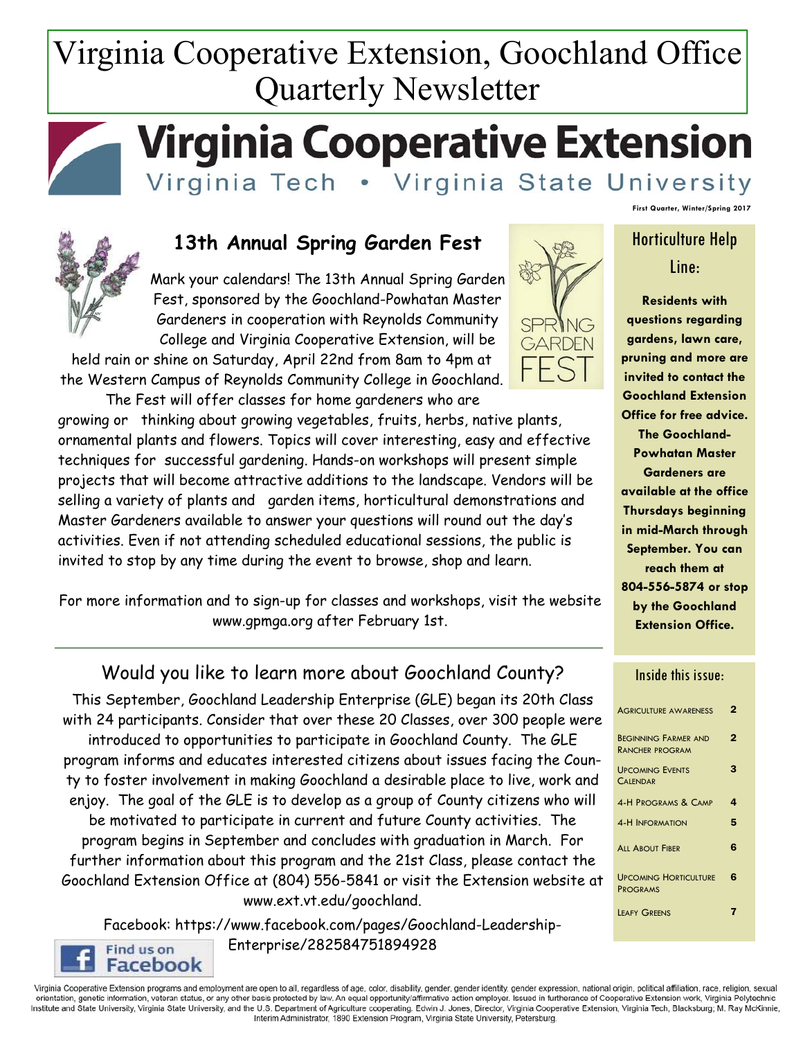# Virginia Cooperative Extension, Goochland Office Quarterly Newsletter

**Virginia Cooperative Extension**
Virginia Tech • Virginia State University

**First Quarter, Winter/Spring 2017**

## 13th Annual Spring Garden Fest

Mark your calendars! The 13th Annual Spring Garden Fest, sponsored by the Goochland-Powhatan Master Gardeners in cooperation with Reynolds Community College and Virginia Cooperative Extension, will be held rain or shine on Saturday, April 22nd from 8am to 4pm at the Western Campus of Reynolds Community College in Goochland. The Fest will offer classes for home gardeners who are growing or thinking about growing vegetables, fruits, herbs, native plants, ornamental plants and flowers. Topics will cover interesting, easy and effective techniques for successful gardening. Hands-on workshops will present simple projects that will become attractive additions to the landscape. Vendors will be selling a variety of plants and garden items, horticultural demonstrations and Master Gardeners available to answer your questions will round out the day's activities. Even if not attending scheduled educational sessions, the public is invited to stop by any time during the event to browse, shop and learn.

For more information and to sign-up for classes and workshops, visit the website www.gpmga.org after February 1st.

## Would you like to learn more about Goochland County?

This September, Goochland Leadership Enterprise (GLE) began its 20th Class with 24 participants. Consider that over these 20 Classes, over 300 people were introduced to opportunities to participate in Goochland County. The GLE program informs and educates interested citizens about issues facing the County to foster involvement in making Goochland a desirable place to live, work and enjoy. The goal of the GLE is to develop as a group of County citizens who will be motivated to participate in current and future County activities. The program begins in September and concludes with graduation in March. For further information about this program and the 21st Class, please contact the Goochland Extension Office at (804) 556-5841 or visit the Extension website at www.ext.vt.edu/goochland.

Facebook: https://www.facebook.com/pages/Goochland-Leadership-Enterprise/282584751894928

Find us on Facebook

### Horticulture Help Line:

**Residents with questions regarding gardens, lawn care, pruning and more are invited to contact the Goochland Extension Office for free advice. The Goochland-Powhatan Master Gardeners are available at the office Thursdays beginning in mid-March through September. You can reach them at 804-556-5874 or stop by the Goochland Extension Office.**

### Inside this issue:

| | |
|---|---|
| Agriculture Awareness | 2 |
| Beginning Farmer and Rancher Program | 2 |
| Upcoming Events Calendar | 3 |
| 4-H Programs & Camp | 4 |
| 4-H Information | 5 |
| All About Fiber | 6 |
| Upcoming Horticulture Programs | 6 |
| Leafy Greens | 7 |

Virginia Cooperative Extension programs and employment are open to all, regardless of age, color, disability, gender, gender identity, gender expression, national origin, political affiliation, race, religion, sexual orientation, genetic information, veteran status, or any other basis protected by law. An equal opportunity/affirmative action employer. Issued in furtherance of Cooperative Extension work, Virginia Polytechnic Institute and State University, Virginia State University, and the U.S. Department of Agriculture cooperating. Edwin J. Jones, Director, Virginia Cooperative Extension, Virginia Tech, Blacksburg; M. Ray McKinnie, Interim Administrator, 1890 Extension Program, Virginia State University, Petersburg.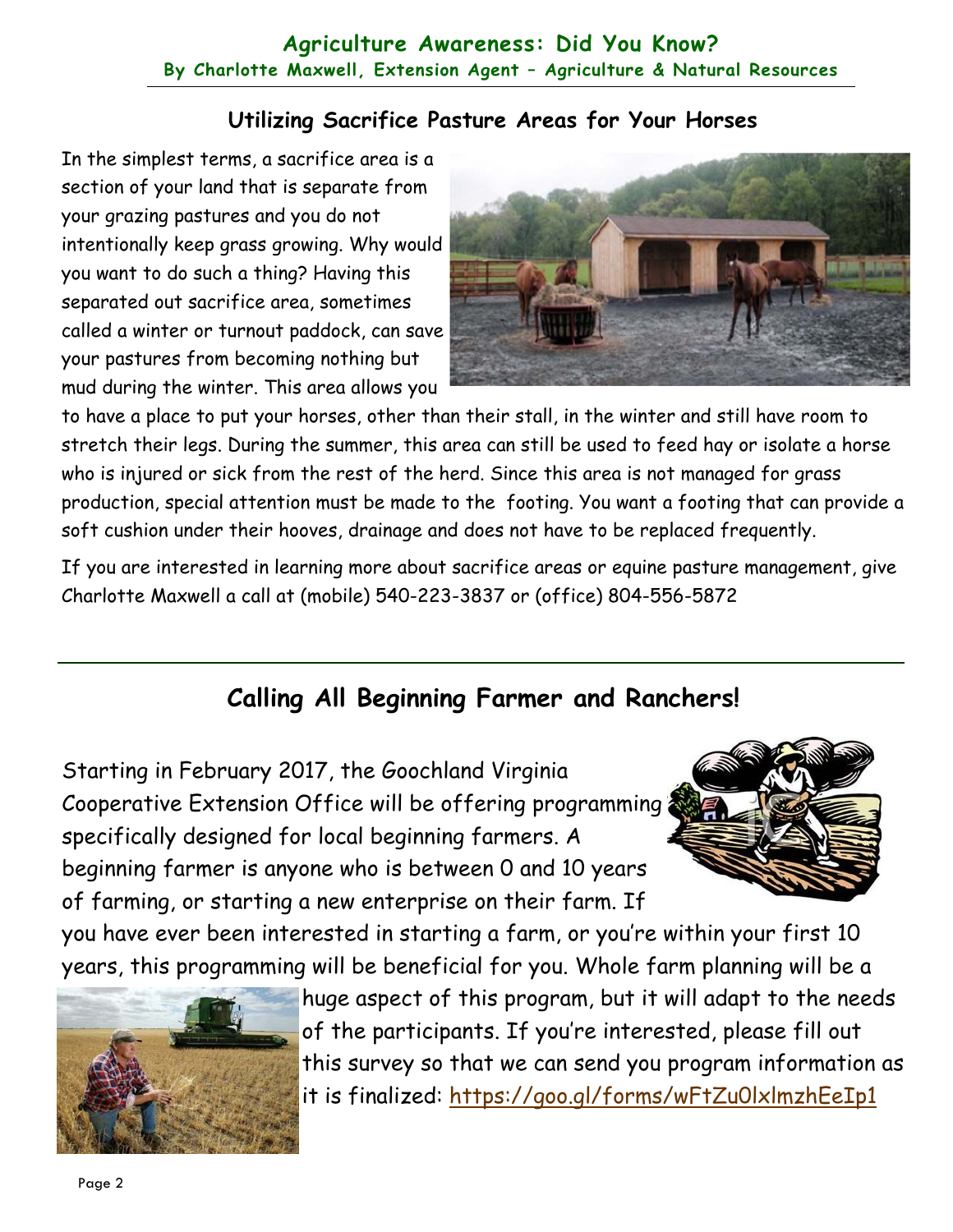## Agriculture Awareness: Did You Know?

**By Charlotte Maxwell, Extension Agent – Agriculture & Natural Resources**

### Utilizing Sacrifice Pasture Areas for Your Horses

In the simplest terms, a sacrifice area is a section of your land that is separate from your grazing pastures and you do not intentionally keep grass growing. Why would you want to do such a thing? Having this separated out sacrifice area, sometimes called a winter or turnout paddock, can save your pastures from becoming nothing but mud during the winter. This area allows you to have a place to put your horses, other than their stall, in the winter and still have room to stretch their legs. During the summer, this area can still be used to feed hay or isolate a horse who is injured or sick from the rest of the herd. Since this area is not managed for grass production, special attention must be made to the footing. You want a footing that can provide a soft cushion under their hooves, drainage and does not have to be replaced frequently.

If you are interested in learning more about sacrifice areas or equine pasture management, give Charlotte Maxwell a call at (mobile) 540-223-3837 or (office) 804-556-5872

---

## Calling All Beginning Farmer and Ranchers!

Starting in February 2017, the Goochland Virginia Cooperative Extension Office will be offering programming specifically designed for local beginning farmers. A beginning farmer is anyone who is between 0 and 10 years of farming, or starting a new enterprise on their farm. If you have ever been interested in starting a farm, or you're within your first 10 years, this programming will be beneficial for you. Whole farm planning will be a huge aspect of this program, but it will adapt to the needs of the participants. If you're interested, please fill out this survey so that we can send you program information as it is finalized: https://goo.gl/forms/wFtZu0lxlmzhEeIp1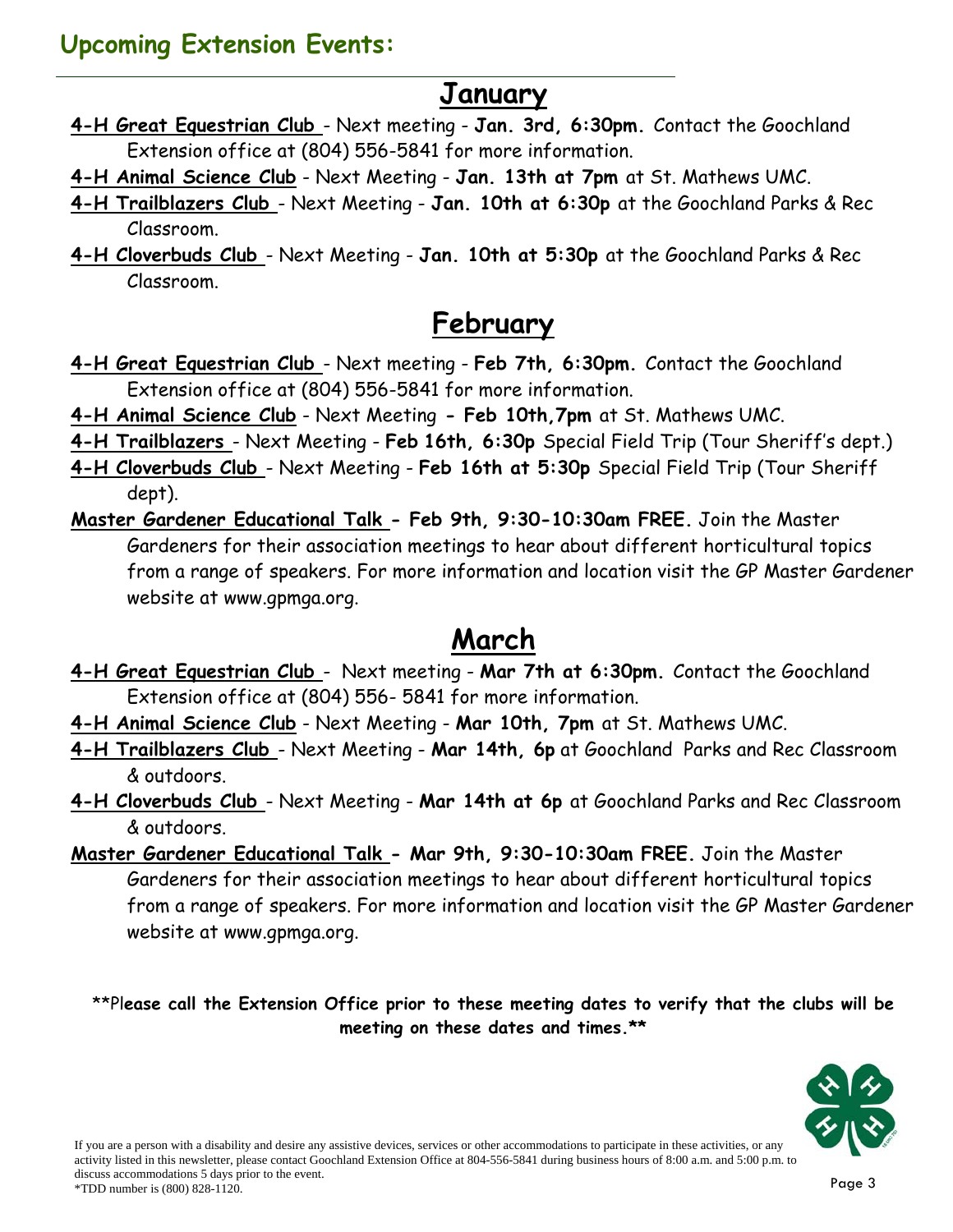## Upcoming Extension Events:

### January

**4-H Great Equestrian Club** - Next meeting - **Jan. 3rd, 6:30pm.** Contact the Goochland Extension office at (804) 556-5841 for more information.

**4-H Animal Science Club** - Next Meeting - **Jan. 13th at 7pm** at St. Mathews UMC.

**4-H Trailblazers Club** - Next Meeting - **Jan. 10th at 6:30p** at the Goochland Parks & Rec Classroom.

**4-H Cloverbuds Club** - Next Meeting - **Jan. 10th at 5:30p** at the Goochland Parks & Rec Classroom.

### February

**4-H Great Equestrian Club** - Next meeting - **Feb 7th, 6:30pm.** Contact the Goochland Extension office at (804) 556-5841 for more information.

**4-H Animal Science Club** - Next Meeting **- Feb 10th,7pm** at St. Mathews UMC.

**4-H Trailblazers** - Next Meeting - **Feb 16th, 6:30p** Special Field Trip (Tour Sheriff's dept.)

**4-H Cloverbuds Club** - Next Meeting - **Feb 16th at 5:30p** Special Field Trip (Tour Sheriff dept).

**Master Gardener Educational Talk - Feb 9th, 9:30-10:30am FREE.** Join the Master Gardeners for their association meetings to hear about different horticultural topics from a range of speakers. For more information and location visit the GP Master Gardener website at www.gpmga.org.

### March

**4-H Great Equestrian Club** - Next meeting - **Mar 7th at 6:30pm.** Contact the Goochland Extension office at (804) 556- 5841 for more information.

**4-H Animal Science Club** - Next Meeting - **Mar 10th, 7pm** at St. Mathews UMC.

**4-H Trailblazers Club** - Next Meeting - **Mar 14th, 6p** at Goochland Parks and Rec Classroom & outdoors.

**4-H Cloverbuds Club** - Next Meeting - **Mar 14th at 6p** at Goochland Parks and Rec Classroom & outdoors.

**Master Gardener Educational Talk - Mar 9th, 9:30-10:30am FREE.** Join the Master Gardeners for their association meetings to hear about different horticultural topics from a range of speakers. For more information and location visit the GP Master Gardener website at www.gpmga.org.

**\*\*Please call the Extension Office prior to these meeting dates to verify that the clubs will be meeting on these dates and times.\*\***

If you are a person with a disability and desire any assistive devices, services or other accommodations to participate in these activities, or any activity listed in this newsletter, please contact Goochland Extension Office at 804-556-5841 during business hours of 8:00 a.m. and 5:00 p.m. to discuss accommodations 5 days prior to the event.
*TDD number is (800) 828-1120.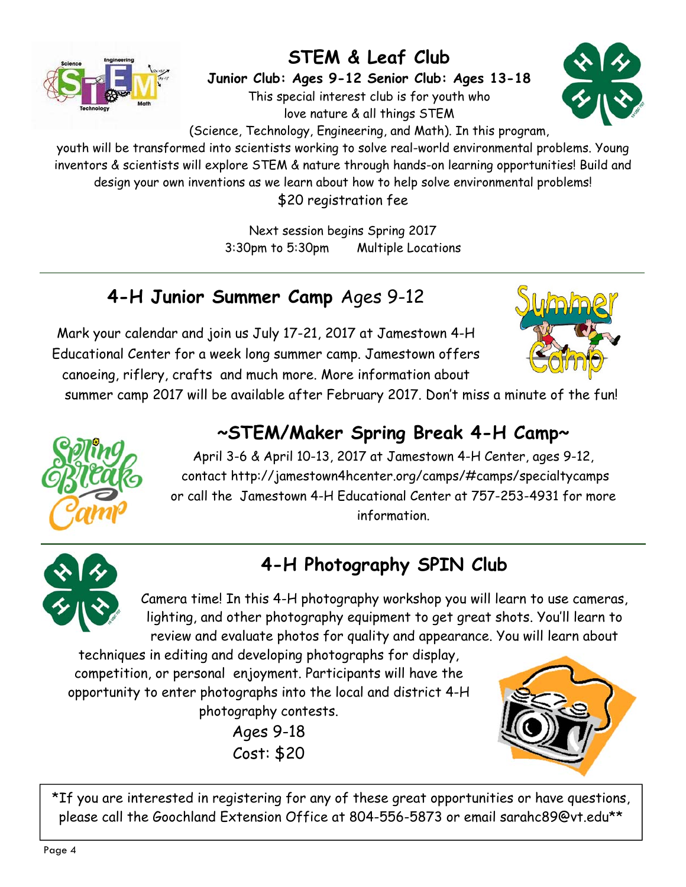## STEM & Leaf Club

**Junior Club: Ages 9-12 Senior Club: Ages 13-18**

This special interest club is for youth who love nature & all things STEM (Science, Technology, Engineering, and Math). In this program, youth will be transformed into scientists working to solve real-world environmental problems. Young inventors & scientists will explore STEM & nature through hands-on learning opportunities! Build and design your own inventions as we learn about how to help solve environmental problems!

$20 registration fee

Next session begins Spring 2017

3:30pm to 5:30pm    Multiple Locations

---

## 4-H Junior Summer Camp Ages 9-12

Mark your calendar and join us July 17-21, 2017 at Jamestown 4-H Educational Center for a week long summer camp. Jamestown offers canoeing, riflery, crafts and much more. More information about summer camp 2017 will be available after February 2017. Don't miss a minute of the fun!

## ~STEM/Maker Spring Break 4-H Camp~

April 3-6 & April 10-13, 2017 at Jamestown 4-H Center, ages 9-12, contact http://jamestown4hcenter.org/camps/#camps/specialtycamps or call the Jamestown 4-H Educational Center at 757-253-4931 for more information.

---

## 4-H Photography SPIN Club

Camera time! In this 4-H photography workshop you will learn to use cameras, lighting, and other photography equipment to get great shots. You'll learn to review and evaluate photos for quality and appearance. You will learn about techniques in editing and developing photographs for display, competition, or personal enjoyment. Participants will have the opportunity to enter photographs into the local and district 4-H photography contests.

Ages 9-18

Cost: $20

*If you are interested in registering for any of these great opportunities or have questions, please call the Goochland Extension Office at 804-556-5873 or email sarahc89@vt.edu**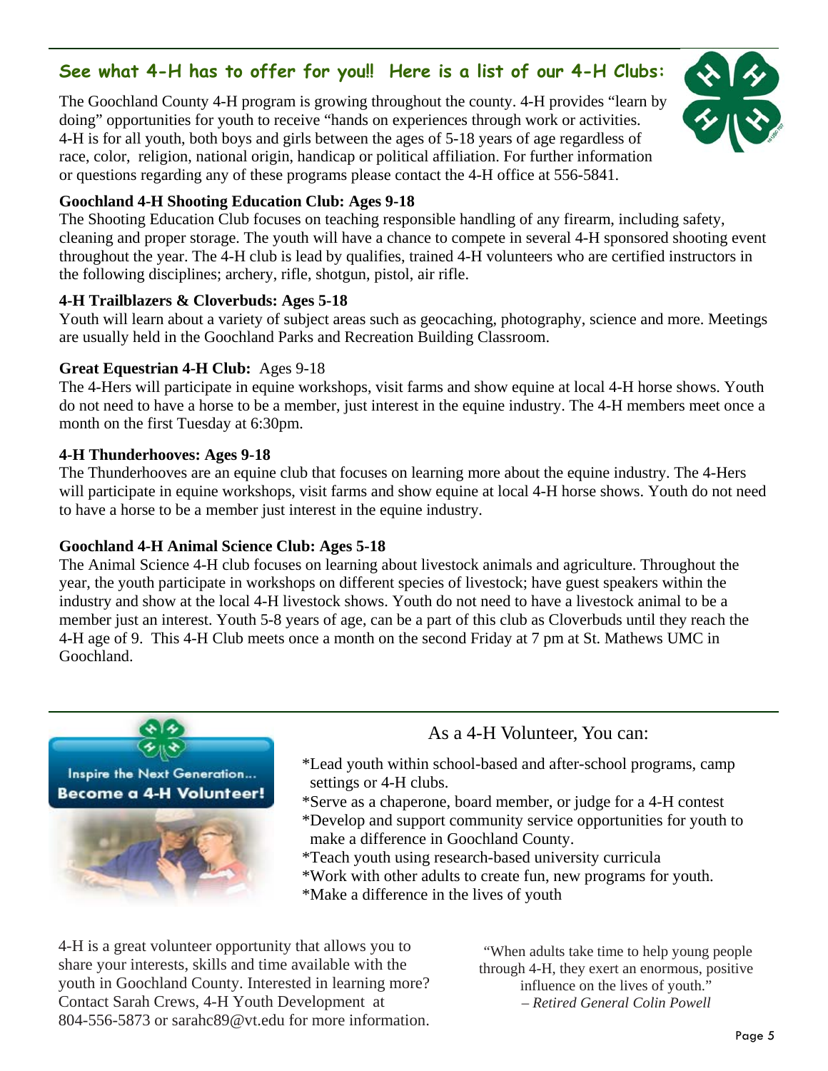## See what 4-H has to offer for you!! Here is a list of our 4-H Clubs:

The Goochland County 4-H program is growing throughout the county. 4-H provides "learn by doing" opportunities for youth to receive "hands on experiences through work or activities. 4-H is for all youth, both boys and girls between the ages of 5-18 years of age regardless of race, color, religion, national origin, handicap or political affiliation. For further information or questions regarding any of these programs please contact the 4-H office at 556-5841.

**Goochland 4-H Shooting Education Club: Ages 9-18**

The Shooting Education Club focuses on teaching responsible handling of any firearm, including safety, cleaning and proper storage. The youth will have a chance to compete in several 4-H sponsored shooting event throughout the year. The 4-H club is lead by qualifies, trained 4-H volunteers who are certified instructors in the following disciplines; archery, rifle, shotgun, pistol, air rifle.

**4-H Trailblazers & Cloverbuds: Ages 5-18**

Youth will learn about a variety of subject areas such as geocaching, photography, science and more. Meetings are usually held in the Goochland Parks and Recreation Building Classroom.

**Great Equestrian 4-H Club:** Ages 9-18

The 4-Hers will participate in equine workshops, visit farms and show equine at local 4-H horse shows. Youth do not need to have a horse to be a member, just interest in the equine industry. The 4-H members meet once a month on the first Tuesday at 6:30pm.

**4-H Thunderhooves: Ages 9-18**

The Thunderhooves are an equine club that focuses on learning more about the equine industry. The 4-Hers will participate in equine workshops, visit farms and show equine at local 4-H horse shows. Youth do not need to have a horse to be a member just interest in the equine industry.

**Goochland 4-H Animal Science Club: Ages 5-18**

The Animal Science 4-H club focuses on learning about livestock animals and agriculture. Throughout the year, the youth participate in workshops on different species of livestock; have guest speakers within the industry and show at the local 4-H livestock shows. Youth do not need to have a livestock animal to be a member just an interest. Youth 5-8 years of age, can be a part of this club as Cloverbuds until they reach the 4-H age of 9. This 4-H Club meets once a month on the second Friday at 7 pm at St. Mathews UMC in Goochland.

**Inspire the Next Generation... Become a 4-H Volunteer!**

### As a 4-H Volunteer, You can:

*Lead youth within school-based and after-school programs, camp settings or 4-H clubs.
*Serve as a chaperone, board member, or judge for a 4-H contest
*Develop and support community service opportunities for youth to make a difference in Goochland County.
*Teach youth using research-based university curricula
*Work with other adults to create fun, new programs for youth.
*Make a difference in the lives of youth

4-H is a great volunteer opportunity that allows you to share your interests, skills and time available with the youth in Goochland County. Interested in learning more? Contact Sarah Crews, 4-H Youth Development at 804-556-5873 or sarahc89@vt.edu for more information.

"When adults take time to help young people through 4-H, they exert an enormous, positive influence on the lives of youth."
*– Retired General Colin Powell*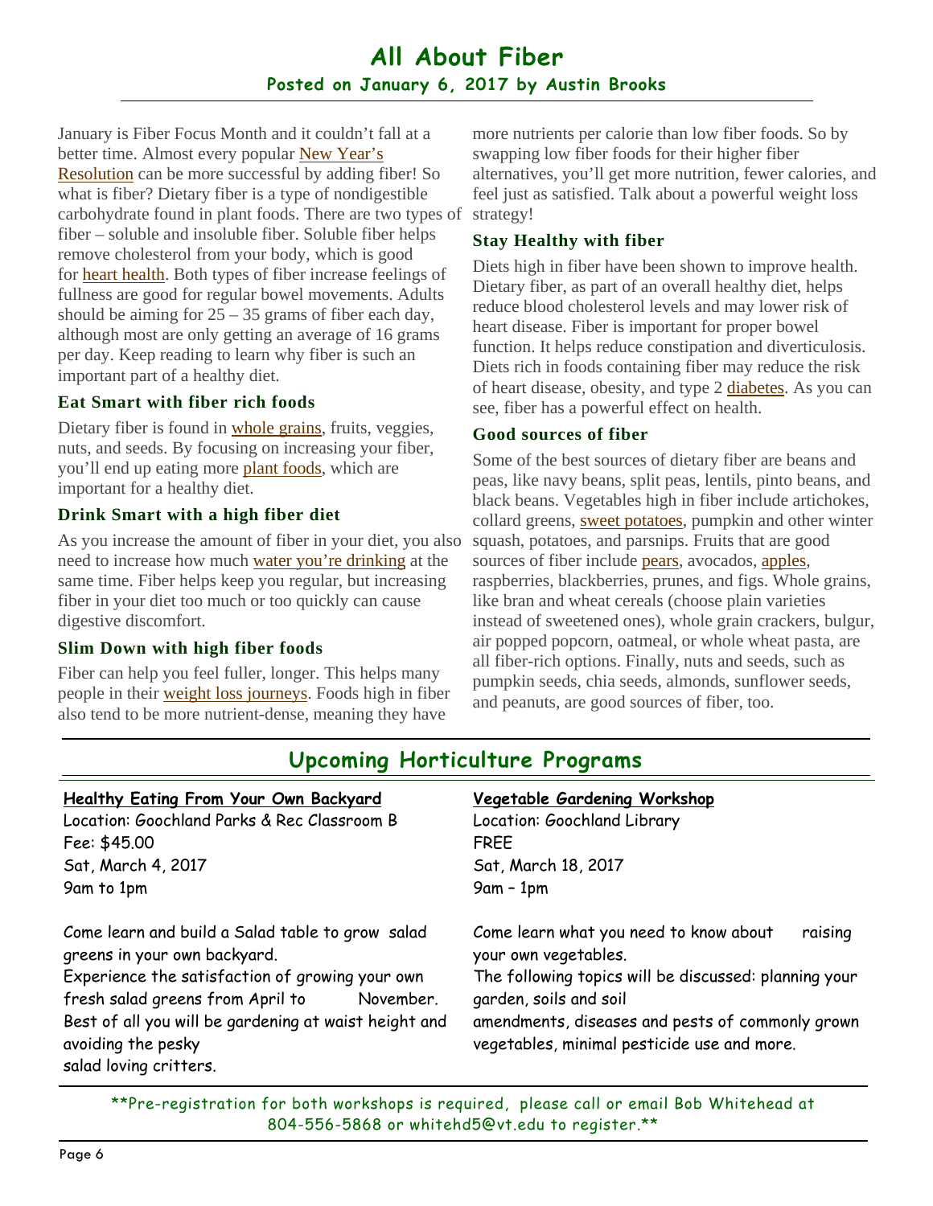# All About Fiber

**Posted on January 6, 2017 by Austin Brooks**

January is Fiber Focus Month and it couldn't fall at a better time. Almost every popular New Year's Resolution can be more successful by adding fiber! So what is fiber? Dietary fiber is a type of nondigestible carbohydrate found in plant foods. There are two types of fiber – soluble and insoluble fiber. Soluble fiber helps remove cholesterol from your body, which is good for heart health. Both types of fiber increase feelings of fullness are good for regular bowel movements. Adults should be aiming for 25 – 35 grams of fiber each day, although most are only getting an average of 16 grams per day. Keep reading to learn why fiber is such an important part of a healthy diet.

### Eat Smart with fiber rich foods

Dietary fiber is found in whole grains, fruits, veggies, nuts, and seeds. By focusing on increasing your fiber, you'll end up eating more plant foods, which are important for a healthy diet.

### Drink Smart with a high fiber diet

As you increase the amount of fiber in your diet, you also need to increase how much water you're drinking at the same time. Fiber helps keep you regular, but increasing fiber in your diet too much or too quickly can cause digestive discomfort.

### Slim Down with high fiber foods

Fiber can help you feel fuller, longer. This helps many people in their weight loss journeys. Foods high in fiber also tend to be more nutrient-dense, meaning they have more nutrients per calorie than low fiber foods. So by swapping low fiber foods for their higher fiber alternatives, you'll get more nutrition, fewer calories, and feel just as satisfied. Talk about a powerful weight loss strategy!

### Stay Healthy with fiber

Diets high in fiber have been shown to improve health. Dietary fiber, as part of an overall healthy diet, helps reduce blood cholesterol levels and may lower risk of heart disease. Fiber is important for proper bowel function. It helps reduce constipation and diverticulosis. Diets rich in foods containing fiber may reduce the risk of heart disease, obesity, and type 2 diabetes. As you can see, fiber has a powerful effect on health.

### Good sources of fiber

Some of the best sources of dietary fiber are beans and peas, like navy beans, split peas, lentils, pinto beans, and black beans. Vegetables high in fiber include artichokes, collard greens, sweet potatoes, pumpkin and other winter squash, potatoes, and parsnips. Fruits that are good sources of fiber include pears, avocados, apples, raspberries, blackberries, prunes, and figs. Whole grains, like bran and wheat cereals (choose plain varieties instead of sweetened ones), whole grain crackers, bulgur, air popped popcorn, oatmeal, or whole wheat pasta, are all fiber-rich options. Finally, nuts and seeds, such as pumpkin seeds, chia seeds, almonds, sunflower seeds, and peanuts, are good sources of fiber, too.

---

# Upcoming Horticulture Programs

**Healthy Eating From Your Own Backyard**
Location: Goochland Parks & Rec Classroom B
Fee: $45.00
Sat, March 4, 2017
9am to 1pm

Come learn and build a Salad table to grow salad greens in your own backyard.
Experience the satisfaction of growing your own fresh salad greens from April to November.
Best of all you will be gardening at waist height and avoiding the pesky salad loving critters.

**Vegetable Gardening Workshop**
Location: Goochland Library
FREE
Sat, March 18, 2017
9am – 1pm

Come learn what you need to know about raising your own vegetables.
The following topics will be discussed: planning your garden, soils and soil amendments, diseases and pests of commonly grown vegetables, minimal pesticide use and more.

**Pre-registration for both workshops is required, please call or email Bob Whitehead at 804-556-5868 or whitehd5@vt.edu to register.**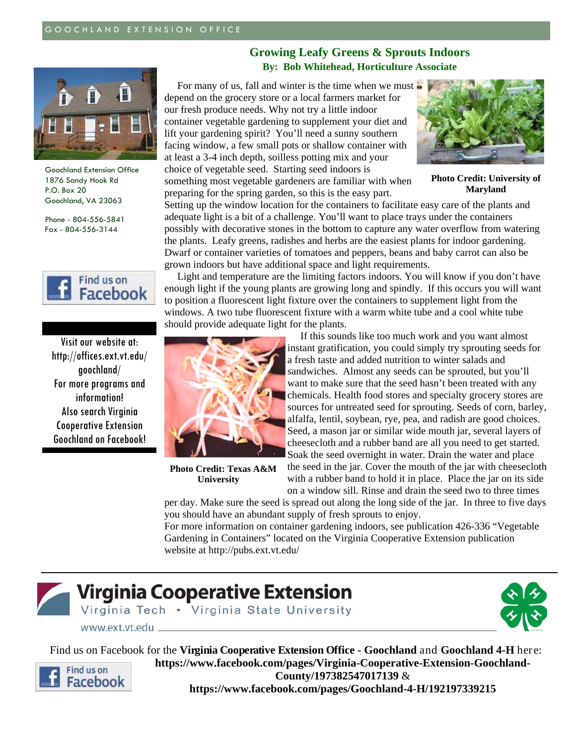## Growing Leafy Greens & Sprouts Indoors

**By: Bob Whitehead, Horticulture Associate**

Goochland Extension Office
1876 Sandy Hook Rd
P.O. Box 20
Goochland, VA 23063

Phone - 804-556-5841
Fax - 804-556-3144

Find us on Facebook

Visit our website at: http://offices.ext.vt.edu/goochland/
For more programs and information!
Also search Virginia Cooperative Extension Goochland on Facebook!

For many of us, fall and winter is the time when we must depend on the grocery store or a local farmers market for our fresh produce needs. Why not try a little indoor container vegetable gardening to supplement your diet and lift your gardening spirit? You'll need a sunny southern facing window, a few small pots or shallow container with at least a 3-4 inch depth, soilless potting mix and your choice of vegetable seed. Starting seed indoors is something most vegetable gardeners are familiar with when preparing for the spring garden, so this is the easy part. Setting up the window location for the containers to facilitate easy care of the plants and adequate light is a bit of a challenge. You'll want to place trays under the containers possibly with decorative stones in the bottom to capture any water overflow from watering the plants. Leafy greens, radishes and herbs are the easiest plants for indoor gardening. Dwarf or container varieties of tomatoes and peppers, beans and baby carrot can also be grown indoors but have additional space and light requirements.

**Photo Credit: University of Maryland**

Light and temperature are the limiting factors indoors. You will know if you don't have enough light if the young plants are growing long and spindly. If this occurs you will want to position a fluorescent light fixture over the containers to supplement light from the windows. A two tube fluorescent fixture with a warm white tube and a cool white tube should provide adequate light for the plants.

If this sounds like too much work and you want almost instant gratification, you could simply try sprouting seeds for a fresh taste and added nutrition to winter salads and sandwiches. Almost any seeds can be sprouted, but you'll want to make sure that the seed hasn't been treated with any chemicals. Health food stores and specialty grocery stores are sources for untreated seed for sprouting. Seeds of corn, barley, alfalfa, lentil, soybean, rye, pea, and radish are good choices. Seed, a mason jar or similar wide mouth jar, several layers of cheesecloth and a rubber band are all you need to get started. Soak the seed overnight in water. Drain the water and place the seed in the jar. Cover the mouth of the jar with cheesecloth with a rubber band to hold it in place. Place the jar on its side on a window sill. Rinse and drain the seed two to three times per day. Make sure the seed is spread out along the long side of the jar. In three to five days you should have an abundant supply of fresh sprouts to enjoy.

**Photo Credit: Texas A&M University**

For more information on container gardening indoors, see publication 426-336 "Vegetable Gardening in Containers" located on the Virginia Cooperative Extension publication website at http://pubs.ext.vt.edu/

Virginia Cooperative Extension
Virginia Tech • Virginia State University
www.ext.vt.edu

Find us on Facebook for the **Virginia Cooperative Extension Office - Goochland** and **Goochland 4-H** here:
**https://www.facebook.com/pages/Virginia-Cooperative-Extension-Goochland-County/197382547017139** &
**https://www.facebook.com/pages/Goochland-4-H/192197339215**